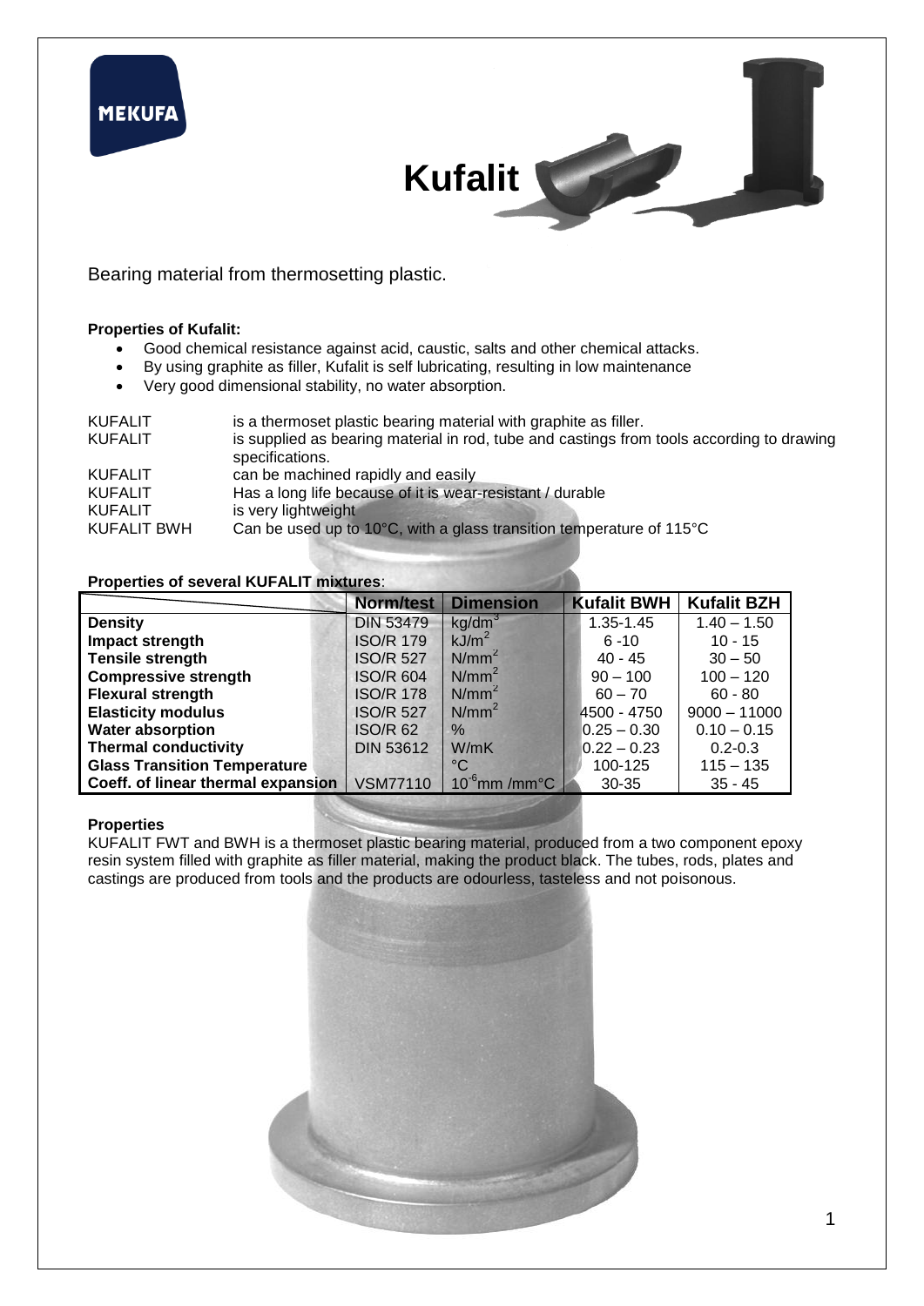MEKUFA

# Kufalit

Bearing material from thermosetting plastic.

**Properties of Kufalit:**

- Good chemical resistance against acid, caustic, salts and other chemical attacks.
- By using graphite as filler, Kufalit is self lubricating, resulting in low maintenance
- Very good dimensional stability, no water absorption.

| | |
|---|---|
| KUFALIT | is a thermoset plastic bearing material with graphite as filler. |
| KUFALIT | is supplied as bearing material in rod, tube and castings from tools according to drawing specifications. |
| KUFALIT | can be machined rapidly and easily |
| KUFALIT | Has a long life because of it is wear-resistant / durable |
| KUFALIT | is very lightweight |
| KUFALIT BWH | Can be used up to 10°C, with a glass transition temperature of 115°C |

**Properties of several KUFALIT mixtures**:

| | Norm/test | Dimension | Kufalit BWH | Kufalit BZH |
|---|---|---|---|---|
| **Density** | DIN 53479 | $kg/dm^3$ | 1.35-1.45 | 1.40 – 1.50 |
| **Impact strength** | ISO/R 179 | $kJ/m^2$ | 6 -10 | 10 - 15 |
| **Tensile strength** | ISO/R 527 | $N/mm^2$ | 40 - 45 | 30 – 50 |
| **Compressive strength** | ISO/R 604 | $N/mm^2$ | 90 – 100 | 100 – 120 |
| **Flexural strength** | ISO/R 178 | $N/mm^2$ | 60 – 70 | 60 - 80 |
| **Elasticity modulus** | ISO/R 527 | $N/mm^2$ | 4500 - 4750 | 9000 – 11000 |
| **Water absorption** | ISO/R 62 | % | 0.25 – 0.30 | 0.10 – 0.15 |
| **Thermal conductivity** | DIN 53612 | W/mK | 0.22 – 0.23 | 0.2-0.3 |
| **Glass Transition Temperature** | | °C | 100-125 | 115 – 135 |
| **Coeff. of linear thermal expansion** | VSM77110 | $10^{-6}$mm /mm°C | 30-35 | 35 - 45 |

**Properties**

KUFALIT FWT and BWH is a thermoset plastic bearing material, produced from a two component epoxy resin system filled with graphite as filler material, making the product black. The tubes, rods, plates and castings are produced from tools and the products are odourless, tasteless and not poisonous.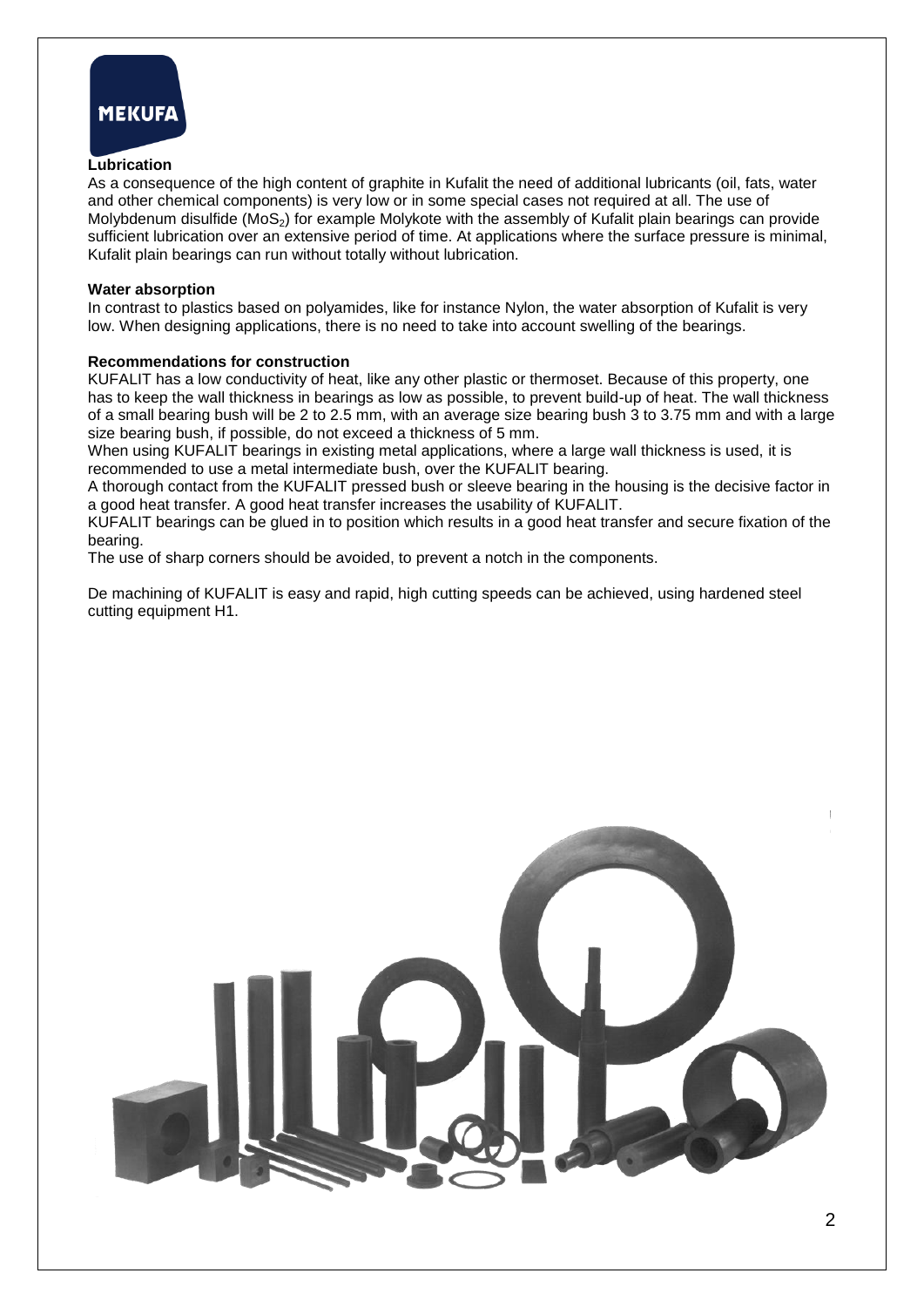### Lubrication

As a consequence of the high content of graphite in Kufalit the need of additional lubricants (oil, fats, water and other chemical components) is very low or in some special cases not required at all. The use of Molybdenum disulfide ($MoS_2$) for example Molykote with the assembly of Kufalit plain bearings can provide sufficient lubrication over an extensive period of time. At applications where the surface pressure is minimal, Kufalit plain bearings can run without totally without lubrication.

### Water absorption

In contrast to plastics based on polyamides, like for instance Nylon, the water absorption of Kufalit is very low. When designing applications, there is no need to take into account swelling of the bearings.

### Recommendations for construction

KUFALIT has a low conductivity of heat, like any other plastic or thermoset. Because of this property, one has to keep the wall thickness in bearings as low as possible, to prevent build-up of heat. The wall thickness of a small bearing bush will be 2 to 2.5 mm, with an average size bearing bush 3 to 3.75 mm and with a large size bearing bush, if possible, do not exceed a thickness of 5 mm.

When using KUFALIT bearings in existing metal applications, where a large wall thickness is used, it is recommended to use a metal intermediate bush, over the KUFALIT bearing.

A thorough contact from the KUFALIT pressed bush or sleeve bearing in the housing is the decisive factor in a good heat transfer. A good heat transfer increases the usability of KUFALIT.

KUFALIT bearings can be glued in to position which results in a good heat transfer and secure fixation of the bearing.

The use of sharp corners should be avoided, to prevent a notch in the components.

De machining of KUFALIT is easy and rapid, high cutting speeds can be achieved, using hardened steel cutting equipment H1.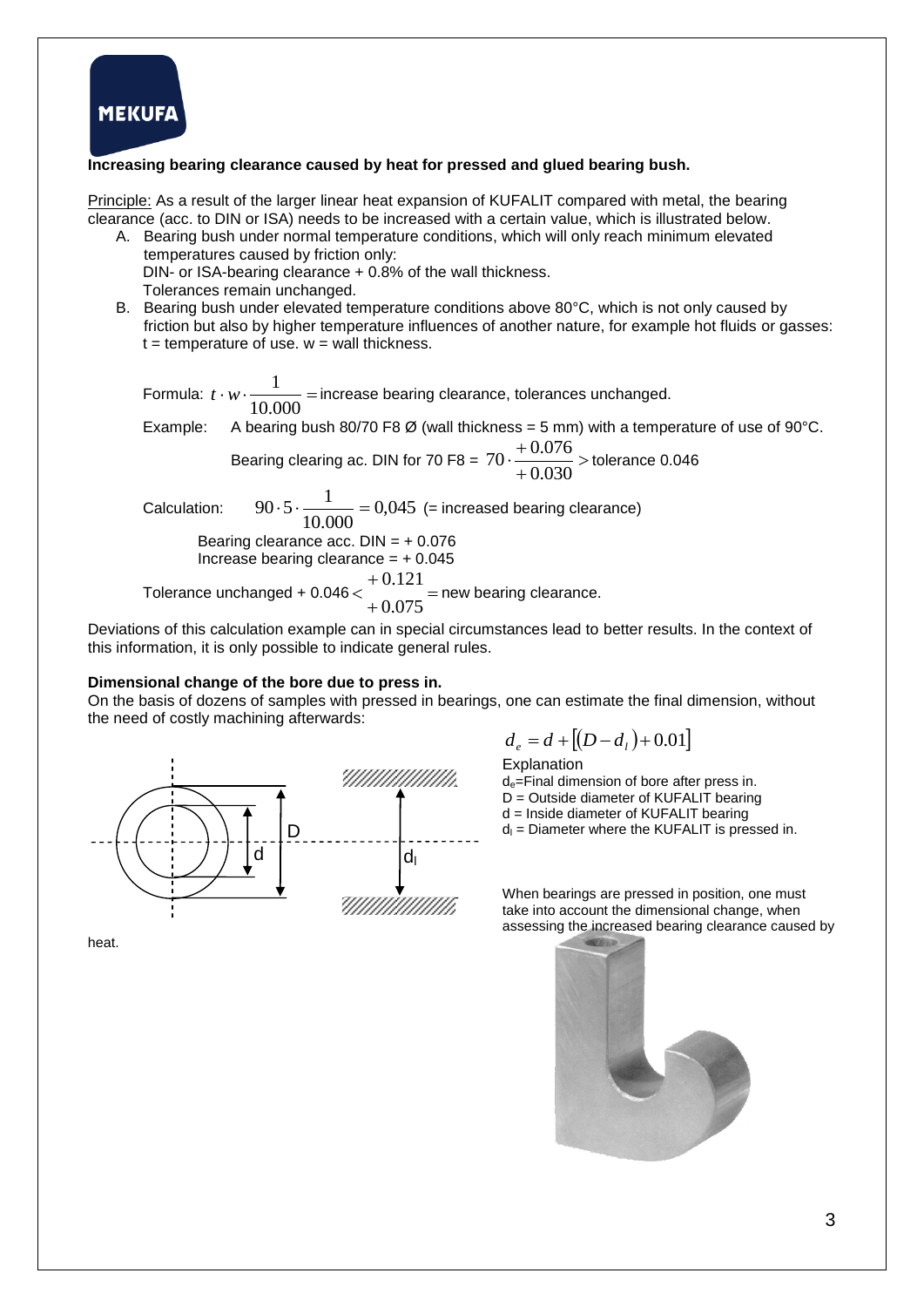**Increasing bearing clearance caused by heat for pressed and glued bearing bush.**

Principle: As a result of the larger linear heat expansion of KUFALIT compared with metal, the bearing clearance (acc. to DIN or ISA) needs to be increased with a certain value, which is illustrated below.

A. Bearing bush under normal temperature conditions, which will only reach minimum elevated temperatures caused by friction only:
   DIN- or ISA-bearing clearance + 0.8% of the wall thickness.
   Tolerances remain unchanged.

B. Bearing bush under elevated temperature conditions above 80°C, which is not only caused by friction but also by higher temperature influences of another nature, for example hot fluids or gasses:
   t = temperature of use. w = wall thickness.

Formula: $t \cdot w \cdot \frac{1}{10.000} =$ increase bearing clearance, tolerances unchanged.

Example: A bearing bush 80/70 F8 Ø (wall thickness = 5 mm) with a temperature of use of 90°C.

Bearing clearing ac. DIN for 70 F8 = $70 \cdot \frac{+0.076}{+0.030} >$ tolerance 0.046

Calculation: $90 \cdot 5 \cdot \frac{1}{10.000} = 0{,}045$ (= increased bearing clearance)

Bearing clearance acc. DIN = + 0.076
Increase bearing clearance = + 0.045

Tolerance unchanged + 0.046 $< \frac{+0.121}{+0.075} =$ new bearing clearance.

Deviations of this calculation example can in special circumstances lead to better results. In the context of this information, it is only possible to indicate general rules.

**Dimensional change of the bore due to press in.**

On the basis of dozens of samples with pressed in bearings, one can estimate the final dimension, without the need of costly machining afterwards:

$$d_e = d + \left[ (D - d_l) + 0.01 \right]$$

Explanation
$d_e$ = Final dimension of bore after press in.
D = Outside diameter of KUFALIT bearing
d = Inside diameter of KUFALIT bearing
$d_l$ = Diameter where the KUFALIT is pressed in.

When bearings are pressed in position, one must take into account the dimensional change, when assessing the increased bearing clearance caused by heat.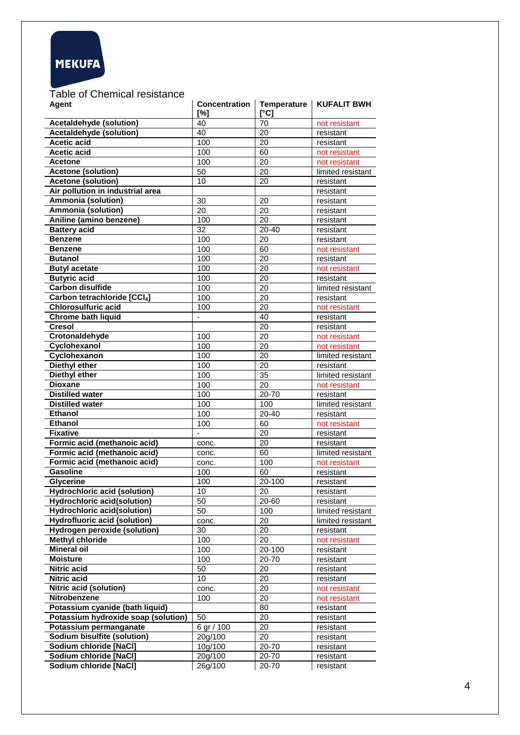MEKUFA

Table of Chemical resistance

| Agent | Concentration [%] | Temperature [°C] | KUFALIT BWH |
|---|---|---|---|
| **Acetaldehyde (solution)** | 40 | 70 | not resistant |
| **Acetaldehyde (solution)** | 40 | 20 | resistant |
| **Acetic acid** | 100 | 20 | resistant |
| **Acetic acid** | 100 | 60 | not resistant |
| **Acetone** | 100 | 20 | not resistant |
| **Acetone (solution)** | 50 | 20 | limited resistant |
| **Acetone (solution)** | 10 | 20 | resistant |
| **Air pollution in industrial area** | | | resistant |
| **Ammonia (solution)** | 30 | 20 | resistant |
| **Ammonia (solution)** | 20 | 20 | resistant |
| **Aniline (amino benzene)** | 100 | 20 | resistant |
| **Battery acid** | 32 | 20-40 | resistant |
| **Benzene** | 100 | 20 | resistant |
| **Benzene** | 100 | 60 | not resistant |
| **Butanol** | 100 | 20 | resistant |
| **Butyl acetate** | 100 | 20 | not resistant |
| **Butyric acid** | 100 | 20 | resistant |
| **Carbon disulfide** | 100 | 20 | limited resistant |
| **Carbon tetrachloride [$CCl_4$]** | 100 | 20 | resistant |
| **Chlorosulfuric acid** | 100 | 20 | not resistant |
| **Chrome bath liquid** | - | 40 | resistant |
| **Cresol** | | 20 | resistant |
| **Crotonaldehyde** | 100 | 20 | not resistant |
| **Cyclohexanol** | 100 | 20 | not resistant |
| **Cyclohexanon** | 100 | 20 | limited resistant |
| **Diethyl ether** | 100 | 20 | resistant |
| **Diethyl ether** | 100 | 35 | limited resistant |
| **Dioxane** | 100 | 20 | not resistant |
| **Distilled water** | 100 | 20-70 | resistant |
| **Distilled water** | 100 | 100 | limited resistant |
| **Ethanol** | 100 | 20-40 | resistant |
| **Ethanol** | 100 | 60 | not resistant |
| **Fixative** | - | 20 | resistant |
| **Formic acid (methanoic acid)** | conc. | 20 | resistant |
| **Formic acid (methanoic acid)** | conc. | 60 | limited resistant |
| **Formic acid (methanoic acid)** | conc. | 100 | not resistant |
| **Gasoline** | 100 | 60 | resistant |
| **Glycerine** | 100 | 20-100 | resistant |
| **Hydrochloric acid (solution)** | 10 | 20 | resistant |
| **Hydrochloric acid(solution)** | 50 | 20-60 | resistant |
| **Hydrochloric acid(solution)** | 50 | 100 | limited resistant |
| **Hydrofluoric acid (solution)** | conc. | 20 | limited resistant |
| **Hydrogen peroxide (solution)** | 30 | 20 | resistant |
| **Methyl chloride** | 100 | 20 | not resistant |
| **Mineral oil** | 100 | 20-100 | resistant |
| **Moisture** | 100 | 20-70 | resistant |
| **Nitric acid** | 50 | 20 | resistant |
| **Nitric acid** | 10 | 20 | resistant |
| **Nitric acid (solution)** | conc. | 20 | not resistant |
| **Nitrobenzene** | 100 | 20 | not resistant |
| **Potassium cyanide (bath liquid)** | | 80 | resistant |
| **Potassium hydroxide soap (solution)** | 50 | 20 | resistant |
| **Potassium permanganate** | 6 gr / 100 | 20 | resistant |
| **Sodium bisulfite (solution)** | 20g/100 | 20 | resistant |
| **Sodium chloride [NaCl]** | 10g/100 | 20-70 | resistant |
| **Sodium chloride [NaCl]** | 20g/100 | 20-70 | resistant |
| **Sodium chloride [NaCl]** | 26g/100 | 20-70 | resistant |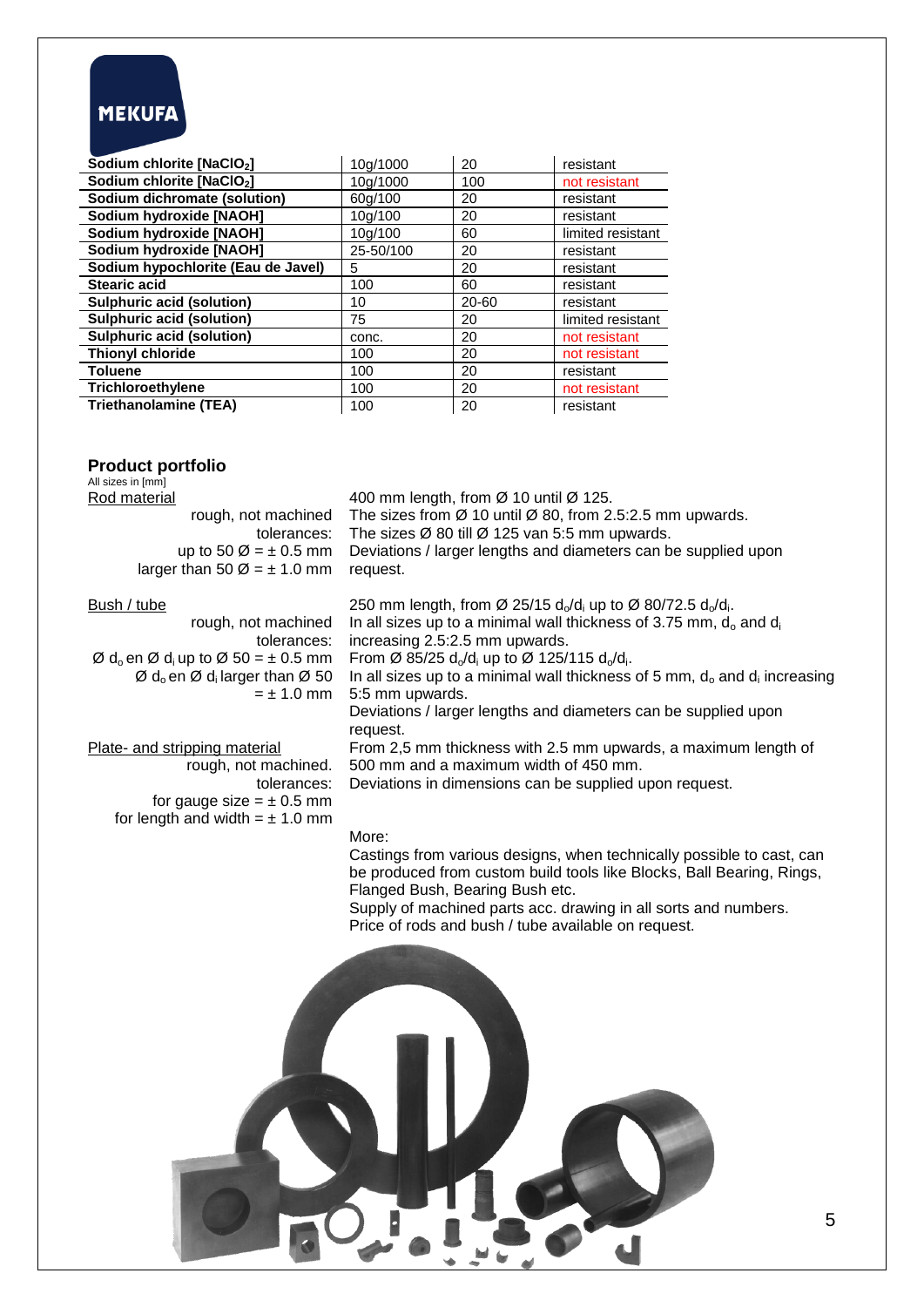| | | | |
|---|---|---|---|
| **Sodium chlorite [$NaClO_2$]** | 10g/1000 | 20 | resistant |
| **Sodium chlorite [$NaClO_2$]** | 10g/1000 | 100 | not resistant |
| **Sodium dichromate (solution)** | 60g/100 | 20 | resistant |
| **Sodium hydroxide [NAOH]** | 10g/100 | 20 | resistant |
| **Sodium hydroxide [NAOH]** | 10g/100 | 60 | limited resistant |
| **Sodium hydroxide [NAOH]** | 25-50/100 | 20 | resistant |
| **Sodium hypochlorite (Eau de Javel)** | 5 | 20 | resistant |
| **Stearic acid** | 100 | 60 | resistant |
| **Sulphuric acid (solution)** | 10 | 20-60 | resistant |
| **Sulphuric acid (solution)** | 75 | 20 | limited resistant |
| **Sulphuric acid (solution)** | conc. | 20 | not resistant |
| **Thionyl chloride** | 100 | 20 | not resistant |
| **Toluene** | 100 | 20 | resistant |
| **Trichloroethylene** | 100 | 20 | not resistant |
| **Triethanolamine (TEA)** | 100 | 20 | resistant |

## Product portfolio

All sizes in [mm]

**Rod material**

rough, not machined
tolerances:
up to 50 Ø = ± 0.5 mm
larger than 50 Ø = ± 1.0 mm

400 mm length, from Ø 10 until Ø 125.
The sizes from Ø 10 until Ø 80, from 2.5:2.5 mm upwards.
The sizes Ø 80 till Ø 125 van 5:5 mm upwards.
Deviations / larger lengths and diameters can be supplied upon request.

**Bush / tube**

rough, not machined
tolerances:
Ø $d_o$ en Ø $d_i$ up to Ø 50 = ± 0.5 mm
Ø $d_o$ en Ø $d_i$ larger than Ø 50 = ± 1.0 mm

250 mm length, from Ø 25/15 $d_o/d_i$ up to Ø 80/72.5 $d_o/d_i$.
In all sizes up to a minimal wall thickness of 3.75 mm, $d_o$ and $d_i$ increasing 2.5:2.5 mm upwards.
From Ø 85/25 $d_o/d_i$ up to Ø 125/115 $d_o/d_i$.
In all sizes up to a minimal wall thickness of 5 mm, $d_o$ and $d_i$ increasing 5:5 mm upwards.
Deviations / larger lengths and diameters can be supplied upon request.

**Plate- and stripping material**

rough, not machined.
tolerances:
for gauge size = ± 0.5 mm
for length and width = ± 1.0 mm

From 2,5 mm thickness with 2.5 mm upwards, a maximum length of 500 mm and a maximum width of 450 mm.
Deviations in dimensions can be supplied upon request.

More:

Castings from various designs, when technically possible to cast, can be produced from custom build tools like Blocks, Ball Bearing, Rings, Flanged Bush, Bearing Bush etc.
Supply of machined parts acc. drawing in all sorts and numbers.
Price of rods and bush / tube available on request.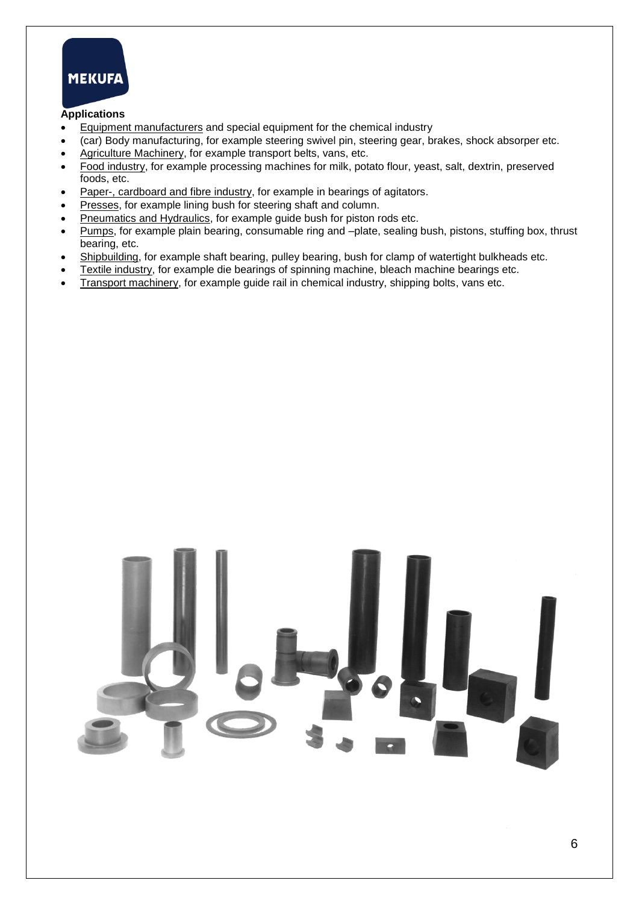**Applications**

- Equipment manufacturers and special equipment for the chemical industry
- (car) Body manufacturing, for example steering swivel pin, steering gear, brakes, shock absorper etc.
- Agriculture Machinery, for example transport belts, vans, etc.
- Food industry, for example processing machines for milk, potato flour, yeast, salt, dextrin, preserved foods, etc.
- Paper-, cardboard and fibre industry, for example in bearings of agitators.
- Presses, for example lining bush for steering shaft and column.
- Pneumatics and Hydraulics, for example guide bush for piston rods etc.
- Pumps, for example plain bearing, consumable ring and –plate, sealing bush, pistons, stuffing box, thrust bearing, etc.
- Shipbuilding, for example shaft bearing, pulley bearing, bush for clamp of watertight bulkheads etc.
- Textile industry, for example die bearings of spinning machine, bleach machine bearings etc.
- Transport machinery, for example guide rail in chemical industry, shipping bolts, vans etc.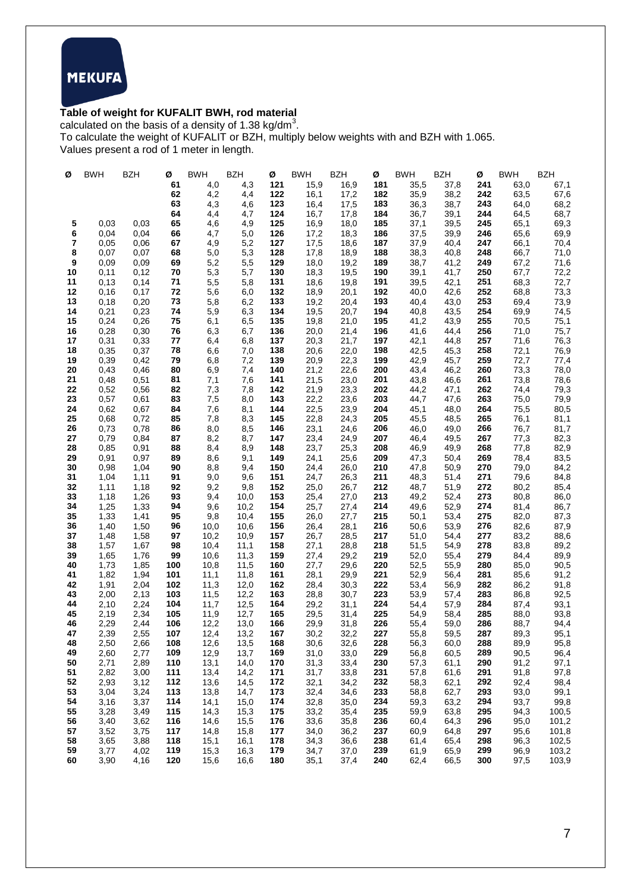MEKUFA

**Table of weight for KUFALIT BWH, rod material**

calculated on the basis of a density of 1.38 kg/dm$^3$.

To calculate the weight of KUFALIT or BZH, multiply below weights with and BZH with 1.065.

Values present a rod of 1 meter in length.

| Ø | BWH | BZH | Ø | BWH | BZH | Ø | BWH | BZH | Ø | BWH | BZH | Ø | BWH | BZH |
|---|---|---|---|---|---|---|---|---|---|---|---|---|---|---|
| | | | 61 | 4,0 | 4,3 | 121 | 15,9 | 16,9 | 181 | 35,5 | 37,8 | 241 | 63,0 | 67,1 |
| | | | 62 | 4,2 | 4,4 | 122 | 16,1 | 17,2 | 182 | 35,9 | 38,2 | 242 | 63,5 | 67,6 |
| | | | 63 | 4,3 | 4,6 | 123 | 16,4 | 17,5 | 183 | 36,3 | 38,7 | 243 | 64,0 | 68,2 |
| | | | 64 | 4,4 | 4,7 | 124 | 16,7 | 17,8 | 184 | 36,7 | 39,1 | 244 | 64,5 | 68,7 |
| 5 | 0,03 | 0,03 | 65 | 4,6 | 4,9 | 125 | 16,9 | 18,0 | 185 | 37,1 | 39,5 | 245 | 65,1 | 69,3 |
| 6 | 0,04 | 0,04 | 66 | 4,7 | 5,0 | 126 | 17,2 | 18,3 | 186 | 37,5 | 39,9 | 246 | 65,6 | 69,9 |
| 7 | 0,05 | 0,06 | 67 | 4,9 | 5,2 | 127 | 17,5 | 18,6 | 187 | 37,9 | 40,4 | 247 | 66,1 | 70,4 |
| 8 | 0,07 | 0,07 | 68 | 5,0 | 5,3 | 128 | 17,8 | 18,9 | 188 | 38,3 | 40,8 | 248 | 66,7 | 71,0 |
| 9 | 0,09 | 0,09 | 69 | 5,2 | 5,5 | 129 | 18,0 | 19,2 | 189 | 38,7 | 41,2 | 249 | 67,2 | 71,6 |
| 10 | 0,11 | 0,12 | 70 | 5,3 | 5,7 | 130 | 18,3 | 19,5 | 190 | 39,1 | 41,7 | 250 | 67,7 | 72,2 |
| 11 | 0,13 | 0,14 | 71 | 5,5 | 5,8 | 131 | 18,6 | 19,8 | 191 | 39,5 | 42,1 | 251 | 68,3 | 72,7 |
| 12 | 0,16 | 0,17 | 72 | 5,6 | 6,0 | 132 | 18,9 | 20,1 | 192 | 40,0 | 42,6 | 252 | 68,8 | 73,3 |
| 13 | 0,18 | 0,20 | 73 | 5,8 | 6,2 | 133 | 19,2 | 20,4 | 193 | 40,4 | 43,0 | 253 | 69,4 | 73,9 |
| 14 | 0,21 | 0,23 | 74 | 5,9 | 6,3 | 134 | 19,5 | 20,7 | 194 | 40,8 | 43,5 | 254 | 69,9 | 74,5 |
| 15 | 0,24 | 0,26 | 75 | 6,1 | 6,5 | 135 | 19,8 | 21,0 | 195 | 41,2 | 43,9 | 255 | 70,5 | 75,1 |
| 16 | 0,28 | 0,30 | 76 | 6,3 | 6,7 | 136 | 20,0 | 21,4 | 196 | 41,6 | 44,4 | 256 | 71,0 | 75,7 |
| 17 | 0,31 | 0,33 | 77 | 6,4 | 6,8 | 137 | 20,3 | 21,7 | 197 | 42,1 | 44,8 | 257 | 71,6 | 76,3 |
| 18 | 0,35 | 0,37 | 78 | 6,6 | 7,0 | 138 | 20,6 | 22,0 | 198 | 42,5 | 45,3 | 258 | 72,1 | 76,9 |
| 19 | 0,39 | 0,42 | 79 | 6,8 | 7,2 | 139 | 20,9 | 22,3 | 199 | 42,9 | 45,7 | 259 | 72,7 | 77,4 |
| 20 | 0,43 | 0,46 | 80 | 6,9 | 7,4 | 140 | 21,2 | 22,6 | 200 | 43,4 | 46,2 | 260 | 73,3 | 78,0 |
| 21 | 0,48 | 0,51 | 81 | 7,1 | 7,6 | 141 | 21,5 | 23,0 | 201 | 43,8 | 46,6 | 261 | 73,8 | 78,6 |
| 22 | 0,52 | 0,56 | 82 | 7,3 | 7,8 | 142 | 21,9 | 23,3 | 202 | 44,2 | 47,1 | 262 | 74,4 | 79,3 |
| 23 | 0,57 | 0,61 | 83 | 7,5 | 8,0 | 143 | 22,2 | 23,6 | 203 | 44,7 | 47,6 | 263 | 75,0 | 79,9 |
| 24 | 0,62 | 0,67 | 84 | 7,6 | 8,1 | 144 | 22,5 | 23,9 | 204 | 45,1 | 48,0 | 264 | 75,5 | 80,5 |
| 25 | 0,68 | 0,72 | 85 | 7,8 | 8,3 | 145 | 22,8 | 24,3 | 205 | 45,5 | 48,5 | 265 | 76,1 | 81,1 |
| 26 | 0,73 | 0,78 | 86 | 8,0 | 8,5 | 146 | 23,1 | 24,6 | 206 | 46,0 | 49,0 | 266 | 76,7 | 81,7 |
| 27 | 0,79 | 0,84 | 87 | 8,2 | 8,7 | 147 | 23,4 | 24,9 | 207 | 46,4 | 49,5 | 267 | 77,3 | 82,3 |
| 28 | 0,85 | 0,91 | 88 | 8,4 | 8,9 | 148 | 23,7 | 25,3 | 208 | 46,9 | 49,9 | 268 | 77,8 | 82,9 |
| 29 | 0,91 | 0,97 | 89 | 8,6 | 9,1 | 149 | 24,1 | 25,6 | 209 | 47,3 | 50,4 | 269 | 78,4 | 83,5 |
| 30 | 0,98 | 1,04 | 90 | 8,8 | 9,4 | 150 | 24,4 | 26,0 | 210 | 47,8 | 50,9 | 270 | 79,0 | 84,2 |
| 31 | 1,04 | 1,11 | 91 | 9,0 | 9,6 | 151 | 24,7 | 26,3 | 211 | 48,3 | 51,4 | 271 | 79,6 | 84,8 |
| 32 | 1,11 | 1,18 | 92 | 9,2 | 9,8 | 152 | 25,0 | 26,7 | 212 | 48,7 | 51,9 | 272 | 80,2 | 85,4 |
| 33 | 1,18 | 1,26 | 93 | 9,4 | 10,0 | 153 | 25,4 | 27,0 | 213 | 49,2 | 52,4 | 273 | 80,8 | 86,0 |
| 34 | 1,25 | 1,33 | 94 | 9,6 | 10,2 | 154 | 25,7 | 27,4 | 214 | 49,6 | 52,9 | 274 | 81,4 | 86,7 |
| 35 | 1,33 | 1,41 | 95 | 9,8 | 10,4 | 155 | 26,0 | 27,7 | 215 | 50,1 | 53,4 | 275 | 82,0 | 87,3 |
| 36 | 1,40 | 1,50 | 96 | 10,0 | 10,6 | 156 | 26,4 | 28,1 | 216 | 50,6 | 53,9 | 276 | 82,6 | 87,9 |
| 37 | 1,48 | 1,58 | 97 | 10,2 | 10,9 | 157 | 26,7 | 28,5 | 217 | 51,0 | 54,4 | 277 | 83,2 | 88,6 |
| 38 | 1,57 | 1,67 | 98 | 10,4 | 11,1 | 158 | 27,1 | 28,8 | 218 | 51,5 | 54,9 | 278 | 83,8 | 89,2 |
| 39 | 1,65 | 1,76 | 99 | 10,6 | 11,3 | 159 | 27,4 | 29,2 | 219 | 52,0 | 55,4 | 279 | 84,4 | 89,9 |
| 40 | 1,73 | 1,85 | 100 | 10,8 | 11,5 | 160 | 27,7 | 29,6 | 220 | 52,5 | 55,9 | 280 | 85,0 | 90,5 |
| 41 | 1,82 | 1,94 | 101 | 11,1 | 11,8 | 161 | 28,1 | 29,9 | 221 | 52,9 | 56,4 | 281 | 85,6 | 91,2 |
| 42 | 1,91 | 2,04 | 102 | 11,3 | 12,0 | 162 | 28,4 | 30,3 | 222 | 53,4 | 56,9 | 282 | 86,2 | 91,8 |
| 43 | 2,00 | 2,13 | 103 | 11,5 | 12,2 | 163 | 28,8 | 30,7 | 223 | 53,9 | 57,4 | 283 | 86,8 | 92,5 |
| 44 | 2,10 | 2,24 | 104 | 11,7 | 12,5 | 164 | 29,2 | 31,1 | 224 | 54,4 | 57,9 | 284 | 87,4 | 93,1 |
| 45 | 2,19 | 2,34 | 105 | 11,9 | 12,7 | 165 | 29,5 | 31,4 | 225 | 54,9 | 58,4 | 285 | 88,0 | 93,8 |
| 46 | 2,29 | 2,44 | 106 | 12,2 | 13,0 | 166 | 29,9 | 31,8 | 226 | 55,4 | 59,0 | 286 | 88,7 | 94,4 |
| 47 | 2,39 | 2,55 | 107 | 12,4 | 13,2 | 167 | 30,2 | 32,2 | 227 | 55,8 | 59,5 | 287 | 89,3 | 95,1 |
| 48 | 2,50 | 2,66 | 108 | 12,6 | 13,5 | 168 | 30,6 | 32,6 | 228 | 56,3 | 60,0 | 288 | 89,9 | 95,8 |
| 49 | 2,60 | 2,77 | 109 | 12,9 | 13,7 | 169 | 31,0 | 33,0 | 229 | 56,8 | 60,5 | 289 | 90,5 | 96,4 |
| 50 | 2,71 | 2,89 | 110 | 13,1 | 14,0 | 170 | 31,3 | 33,4 | 230 | 57,3 | 61,1 | 290 | 91,2 | 97,1 |
| 51 | 2,82 | 3,00 | 111 | 13,4 | 14,2 | 171 | 31,7 | 33,8 | 231 | 57,8 | 61,6 | 291 | 91,8 | 97,8 |
| 52 | 2,93 | 3,12 | 112 | 13,6 | 14,5 | 172 | 32,1 | 34,2 | 232 | 58,3 | 62,1 | 292 | 92,4 | 98,4 |
| 53 | 3,04 | 3,24 | 113 | 13,8 | 14,7 | 173 | 32,4 | 34,6 | 233 | 58,8 | 62,7 | 293 | 93,0 | 99,1 |
| 54 | 3,16 | 3,37 | 114 | 14,1 | 15,0 | 174 | 32,8 | 35,0 | 234 | 59,3 | 63,2 | 294 | 93,7 | 99,8 |
| 55 | 3,28 | 3,49 | 115 | 14,3 | 15,3 | 175 | 33,2 | 35,4 | 235 | 59,9 | 63,8 | 295 | 94,3 | 100,5 |
| 56 | 3,40 | 3,62 | 116 | 14,6 | 15,5 | 176 | 33,6 | 35,8 | 236 | 60,4 | 64,3 | 296 | 95,0 | 101,2 |
| 57 | 3,52 | 3,75 | 117 | 14,8 | 15,8 | 177 | 34,0 | 36,2 | 237 | 60,9 | 64,8 | 297 | 95,6 | 101,8 |
| 58 | 3,65 | 3,88 | 118 | 15,1 | 16,1 | 178 | 34,3 | 36,6 | 238 | 61,4 | 65,4 | 298 | 96,3 | 102,5 |
| 59 | 3,77 | 4,02 | 119 | 15,3 | 16,3 | 179 | 34,7 | 37,0 | 239 | 61,9 | 65,9 | 299 | 96,9 | 103,2 |
| 60 | 3,90 | 4,16 | 120 | 15,6 | 16,6 | 180 | 35,1 | 37,4 | 240 | 62,4 | 66,5 | 300 | 97,5 | 103,9 |